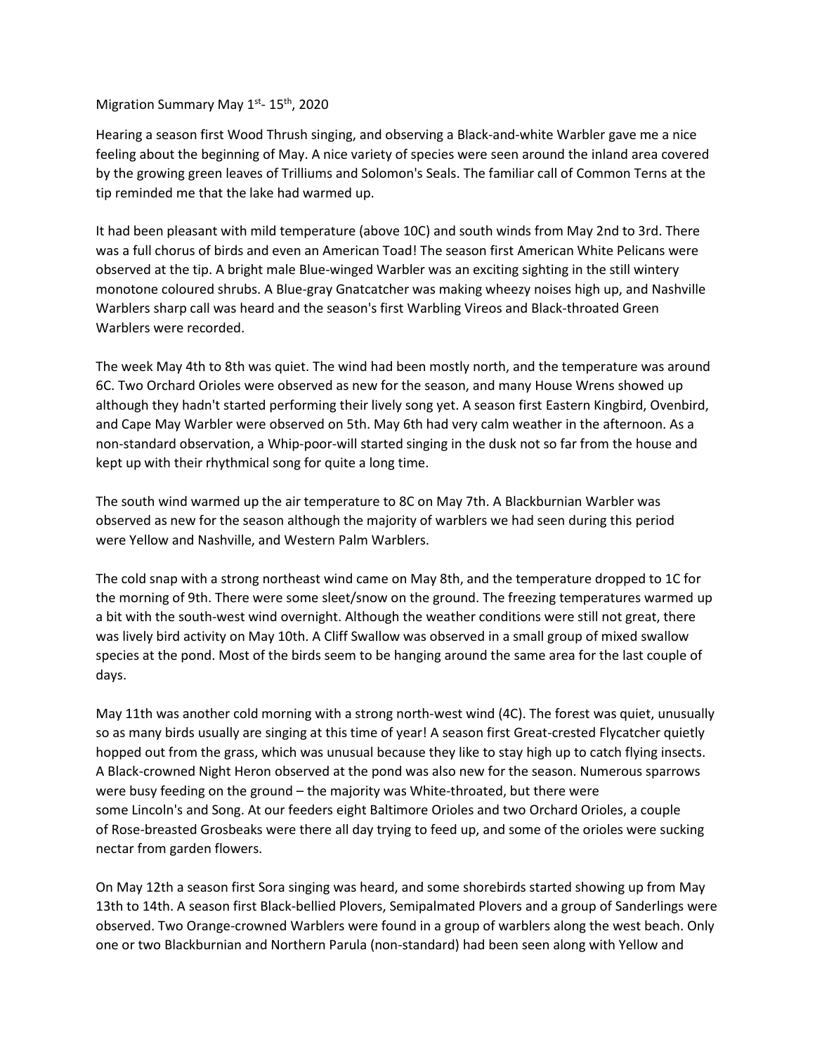Migration Summary May 1st- 15th, 2020

Hearing a season first Wood Thrush singing, and observing a Black-and-white Warbler gave me a nice feeling about the beginning of May. A nice variety of species were seen around the inland area covered by the growing green leaves of Trilliums and Solomon's Seals. The familiar call of Common Terns at the tip reminded me that the lake had warmed up.

It had been pleasant with mild temperature (above 10C) and south winds from May 2nd to 3rd. There was a full chorus of birds and even an American Toad! The season first American White Pelicans were observed at the tip. A bright male Blue-winged Warbler was an exciting sighting in the still wintery monotone coloured shrubs. A Blue-gray Gnatcatcher was making wheezy noises high up, and Nashville Warblers sharp call was heard and the season's first Warbling Vireos and Black-throated Green Warblers were recorded.

The week May 4th to 8th was quiet. The wind had been mostly north, and the temperature was around 6C. Two Orchard Orioles were observed as new for the season, and many House Wrens showed up although they hadn't started performing their lively song yet. A season first Eastern Kingbird, Ovenbird, and Cape May Warbler were observed on 5th. May 6th had very calm weather in the afternoon. As a non-standard observation, a Whip-poor-will started singing in the dusk not so far from the house and kept up with their rhythmical song for quite a long time.

The south wind warmed up the air temperature to 8C on May 7th. A Blackburnian Warbler was observed as new for the season although the majority of warblers we had seen during this period were Yellow and Nashville, and Western Palm Warblers.

The cold snap with a strong northeast wind came on May 8th, and the temperature dropped to 1C for the morning of 9th. There were some sleet/snow on the ground. The freezing temperatures warmed up a bit with the south-west wind overnight. Although the weather conditions were still not great, there was lively bird activity on May 10th. A Cliff Swallow was observed in a small group of mixed swallow species at the pond. Most of the birds seem to be hanging around the same area for the last couple of days.

May 11th was another cold morning with a strong north-west wind (4C). The forest was quiet, unusually so as many birds usually are singing at this time of year! A season first Great-crested Flycatcher quietly hopped out from the grass, which was unusual because they like to stay high up to catch flying insects. A Black-crowned Night Heron observed at the pond was also new for the season. Numerous sparrows were busy feeding on the ground – the majority was White-throated, but there were some Lincoln's and Song. At our feeders eight Baltimore Orioles and two Orchard Orioles, a couple of Rose-breasted Grosbeaks were there all day trying to feed up, and some of the orioles were sucking nectar from garden flowers.

On May 12th a season first Sora singing was heard, and some shorebirds started showing up from May 13th to 14th. A season first Black-bellied Plovers, Semipalmated Plovers and a group of Sanderlings were observed. Two Orange-crowned Warblers were found in a group of warblers along the west beach. Only one or two Blackburnian and Northern Parula (non-standard) had been seen along with Yellow and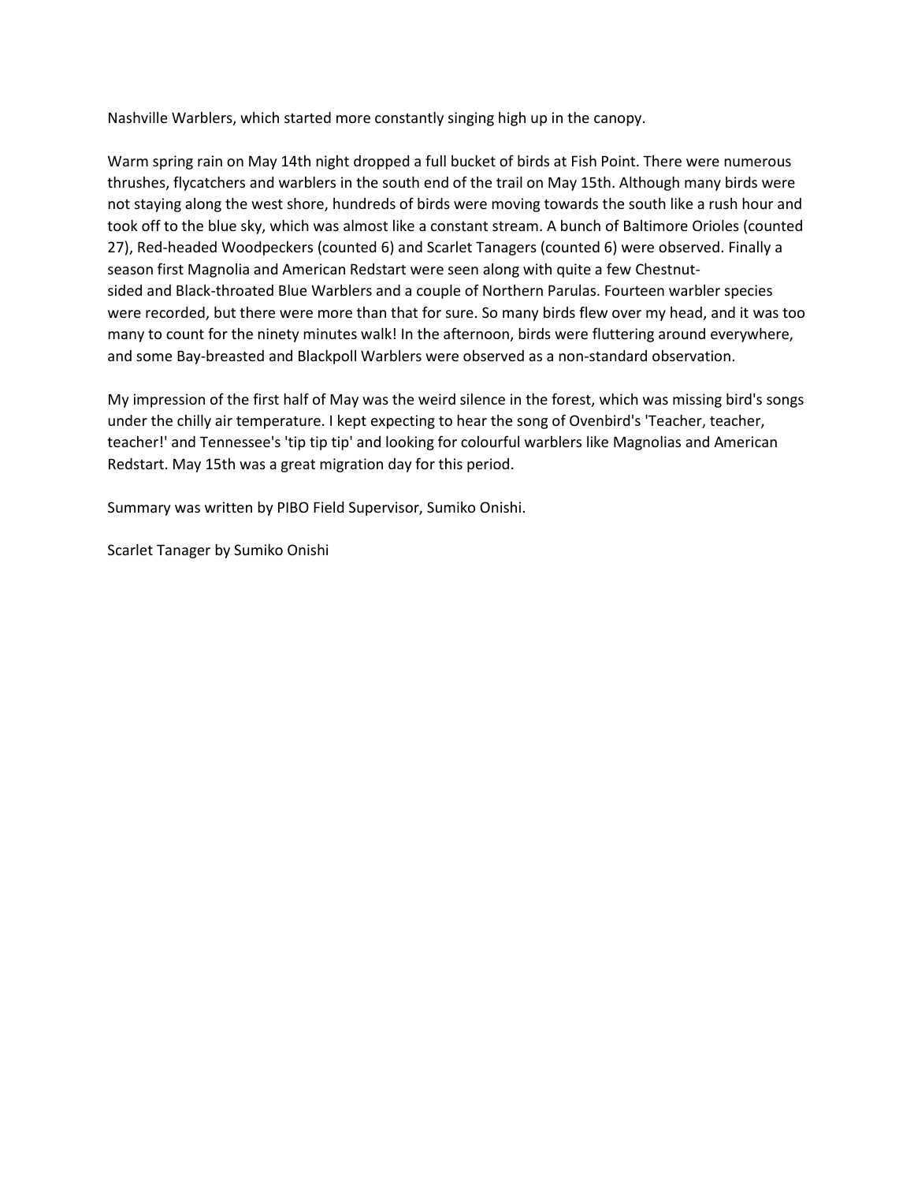Nashville Warblers, which started more constantly singing high up in the canopy.

Warm spring rain on May 14th night dropped a full bucket of birds at Fish Point. There were numerous thrushes, flycatchers and warblers in the south end of the trail on May 15th. Although many birds were not staying along the west shore, hundreds of birds were moving towards the south like a rush hour and took off to the blue sky, which was almost like a constant stream. A bunch of Baltimore Orioles (counted 27), Red-headed Woodpeckers (counted 6) and Scarlet Tanagers (counted 6) were observed. Finally a season first Magnolia and American Redstart were seen along with quite a few Chestnut-sided and Black-throated Blue Warblers and a couple of Northern Parulas. Fourteen warbler species were recorded, but there were more than that for sure. So many birds flew over my head, and it was too many to count for the ninety minutes walk! In the afternoon, birds were fluttering around everywhere, and some Bay-breasted and Blackpoll Warblers were observed as a non-standard observation.

My impression of the first half of May was the weird silence in the forest, which was missing bird's songs under the chilly air temperature. I kept expecting to hear the song of Ovenbird's 'Teacher, teacher, teacher!' and Tennessee's 'tip tip tip' and looking for colourful warblers like Magnolias and American Redstart. May 15th was a great migration day for this period.

Summary was written by PIBO Field Supervisor, Sumiko Onishi.

Scarlet Tanager by Sumiko Onishi